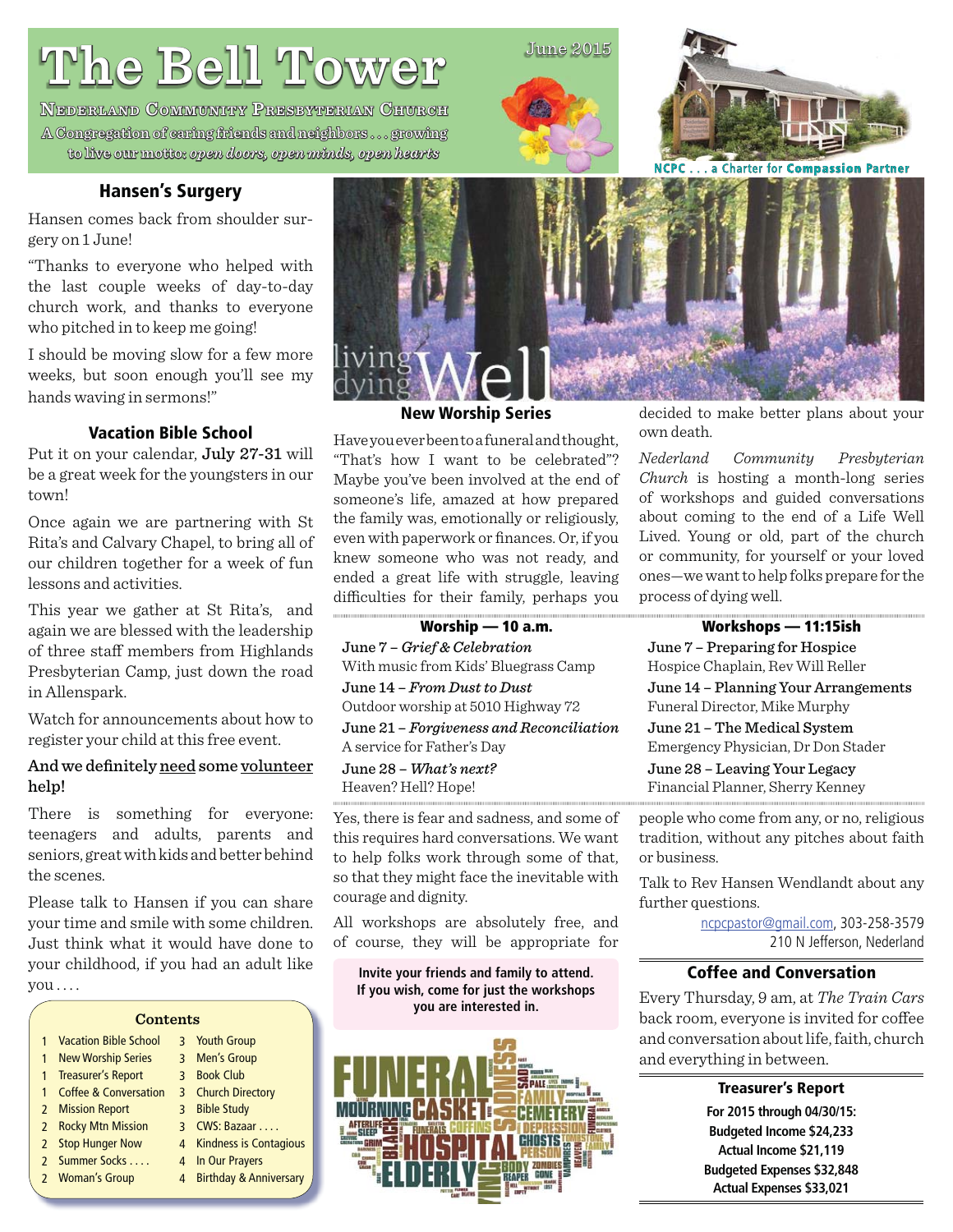# The Bell Tower

June 2015

**Nederland Community Presbyterian Church**

A Congregation of caring friends and neighbors . . . growing to live our motto: *open doors, open minds, open hearts*

NCPC . . . a Charter for Compassion Partner

## Hansen's Surgery

Hansen comes back from shoulder surgery on 1 June!

"Thanks to everyone who helped with the last couple weeks of day-to-day church work, and thanks to everyone who pitched in to keep me going!

I should be moving slow for a few more weeks, but soon enough you'll see my hands waving in sermons!"

## Vacation Bible School

Put it on your calendar, **July 27-31** will be a great week for the youngsters in our town!

Once again we are partnering with St Rita's and Calvary Chapel, to bring all of our children together for a week of fun lessons and activities.

This year we gather at St Rita's, and again we are blessed with the leadership of three staff members from Highlands Presbyterian Camp, just down the road in Allenspark.

Watch for announcements about how to register your child at this free event.

**And we definitely need some volunteer help!**

There is something for everyone: teenagers and adults, parents and seniors, great with kids and better behind the scenes.

Please talk to Hansen if you can share your time and smile with some children. Just think what it would have done to your childhood, if you had an adult like you . . . .

### Contents

| | | | |
|---|---|---|---|
| 1 | Vacation Bible School | 3 | Youth Group |
| 1 | New Worship Series | 3 | Men's Group |
| 1 | Treasurer's Report | 3 | Book Club |
| 1 | Coffee & Conversation | 3 | Church Directory |
| 2 | Mission Report | 3 | Bible Study |
| 2 | Rocky Mtn Mission | 3 | CWS: Bazaar . . . . |
| 2 | Stop Hunger Now | 4 | Kindness is Contagious |
| 2 | Summer Socks . . . . | 4 | In Our Prayers |
| 2 | Woman's Group | 4 | Birthday & Anniversary |

living dying Well

## New Worship Series

Have you ever been to a funeral and thought, "That's how I want to be celebrated"? Maybe you've been involved at the end of someone's life, amazed at how prepared the family was, emotionally or religiously, even with paperwork or finances. Or, if you knew someone who was not ready, and ended a great life with struggle, leaving difficulties for their family, perhaps you decided to make better plans about your own death.

*Nederland Community Presbyterian Church* is hosting a month-long series of workshops and guided conversations about coming to the end of a Life Well Lived. Young or old, part of the church or community, for yourself or your loved ones—we want to help folks prepare for the process of dying well.

**Worship — 10 a.m.**

**June 7** – *Grief & Celebration*
With music from Kids' Bluegrass Camp

**June 14** – *From Dust to Dust*
Outdoor worship at 5010 Highway 72

**June 21** – *Forgiveness and Reconciliation*
A service for Father's Day

**June 28** – *What's next?*
Heaven? Hell? Hope!

**Workshops — 11:15ish**

**June 7 – Preparing for Hospice**
Hospice Chaplain, Rev Will Reller

**June 14 – Planning Your Arrangements**
Funeral Director, Mike Murphy

**June 21 – The Medical System**
Emergency Physician, Dr Don Stader

**June 28 – Leaving Your Legacy**
Financial Planner, Sherry Kenney

Yes, there is fear and sadness, and some of this requires hard conversations. We want to help folks work through some of that, so that they might face the inevitable with courage and dignity.

All workshops are absolutely free, and of course, they will be appropriate for people who come from any, or no, religious tradition, without any pitches about faith or business.

Talk to Rev Hansen Wendlandt about any further questions.

ncpcpastor@gmail.com, 303-258-3579
210 N Jefferson, Nederland

**Invite your friends and family to attend. If you wish, come for just the workshops you are interested in.**

## Coffee and Conversation

Every Thursday, 9 am, at *The Train Cars* back room, everyone is invited for coffee and conversation about life, faith, church and everything in between.

## Treasurer's Report

**For 2015 through 04/30/15:**
**Budgeted Income $24,233**
**Actual Income $21,119**
**Budgeted Expenses $32,848**
**Actual Expenses $33,021**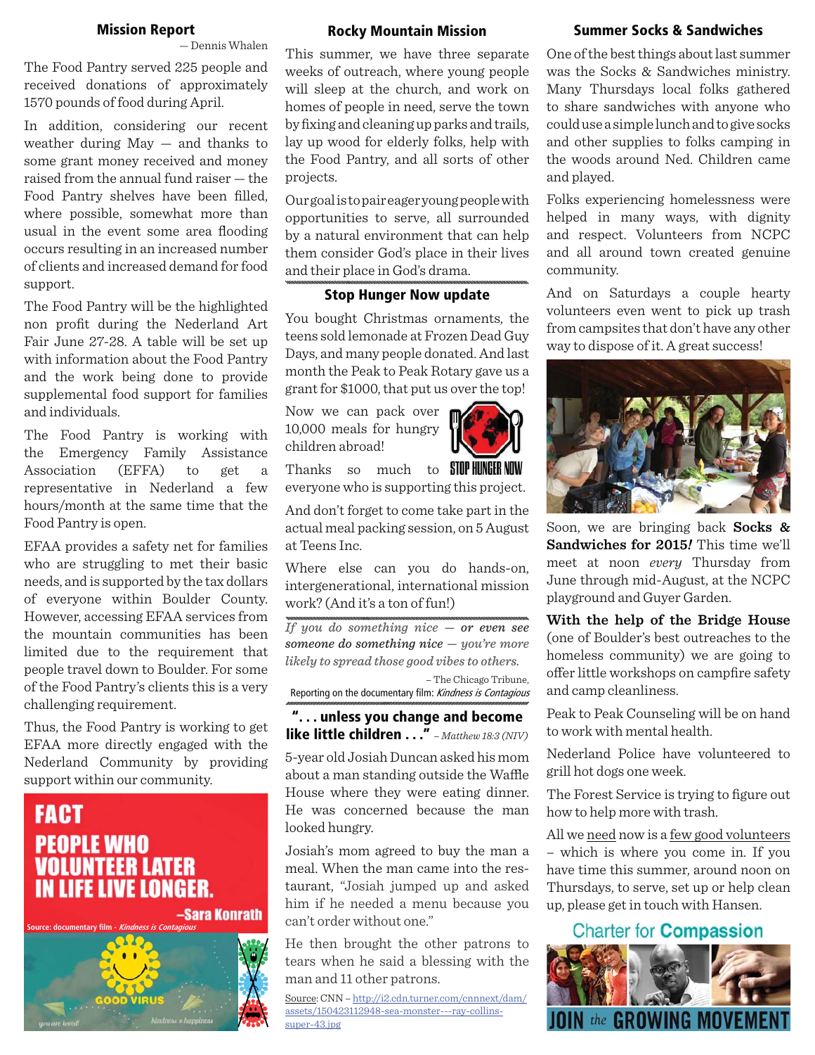## Mission Report

— Dennis Whalen

The Food Pantry served 225 people and received donations of approximately 1570 pounds of food during April.

In addition, considering our recent weather during May — and thanks to some grant money received and money raised from the annual fund raiser — the Food Pantry shelves have been filled, where possible, somewhat more than usual in the event some area flooding occurs resulting in an increased number of clients and increased demand for food support.

The Food Pantry will be the highlighted non profit during the Nederland Art Fair June 27-28. A table will be set up with information about the Food Pantry and the work being done to provide supplemental food support for families and individuals.

The Food Pantry is working with the Emergency Family Assistance Association (EFAA) to get a representative in Nederland a few hours/month at the same time that the Food Pantry is open.

EFAA provides a safety net for families who are struggling to met their basic needs, and is supported by the tax dollars of everyone within Boulder County. However, accessing EFAA services from the mountain communities has been limited due to the requirement that people travel down to Boulder. For some of the Food Pantry's clients this is a very challenging requirement.

Thus, the Food Pantry is working to get EFAA more directly engaged with the Nederland Community by providing support within our community.

**FACT**
**PEOPLE WHO VOLUNTEER LATER IN LIFE LIVE LONGER.**
**–Sara Konrath**
Source: documentary film - *Kindness is Contagious*

## Rocky Mountain Mission

This summer, we have three separate weeks of outreach, where young people will sleep at the church, and work on homes of people in need, serve the town by fixing and cleaning up parks and trails, lay up wood for elderly folks, help with the Food Pantry, and all sorts of other projects.

Our goal is to pair eager young people with opportunities to serve, all surrounded by a natural environment that can help them consider God's place in their lives and their place in God's drama.

## Stop Hunger Now update

You bought Christmas ornaments, the teens sold lemonade at Frozen Dead Guy Days, and many people donated. And last month the Peak to Peak Rotary gave us a grant for $1000, that put us over the top!

Now we can pack over 10,000 meals for hungry children abroad!

Thanks so much to everyone who is supporting this project.

And don't forget to come take part in the actual meal packing session, on 5 August at Teens Inc.

Where else can you do hands-on, intergenerational, international mission work? (And it's a ton of fun!)

*If you do something nice — **or even see someone do something nice** — you're more likely to spread those good vibes to others.*

– The Chicago Tribune,
Reporting on the documentary film: *Kindness is Contagious*

## ". . . unless you change and become like little children . . ." *– Matthew 18:3 (NIV)*

5-year old Josiah Duncan asked his mom about a man standing outside the Waffle House where they were eating dinner. He was concerned because the man looked hungry.

Josiah's mom agreed to buy the man a meal. When the man came into the restaurant, "Josiah jumped up and asked him if he needed a menu because you can't order without one."

He then brought the other patrons to tears when he said a blessing with the man and 11 other patrons.

Source: CNN – http://i2.cdn.turner.com/cnnnext/dam/assets/150423112948-sea-monster---ray-collins-super-43.jpg

## Summer Socks & Sandwiches

One of the best things about last summer was the Socks & Sandwiches ministry. Many Thursdays local folks gathered to share sandwiches with anyone who could use a simple lunch and to give socks and other supplies to folks camping in the woods around Ned. Children came and played.

Folks experiencing homelessness were helped in many ways, with dignity and respect. Volunteers from NCPC and all around town created genuine community.

And on Saturdays a couple hearty volunteers even went to pick up trash from campsites that don't have any other way to dispose of it. A great success!

Soon, we are bringing back **Socks & Sandwiches for 2015!** This time we'll meet at noon *every* Thursday from June through mid-August, at the NCPC playground and Guyer Garden.

**With the help of the Bridge House** (one of Boulder's best outreaches to the homeless community) we are going to offer little workshops on campfire safety and camp cleanliness.

Peak to Peak Counseling will be on hand to work with mental health.

Nederland Police have volunteered to grill hot dogs one week.

The Forest Service is trying to figure out how to help more with trash.

All we need now is a few good volunteers – which is where you come in. If you have time this summer, around noon on Thursdays, to serve, set up or help clean up, please get in touch with Hansen.

**Charter for Compassion**
**JOIN the GROWING MOVEMENT**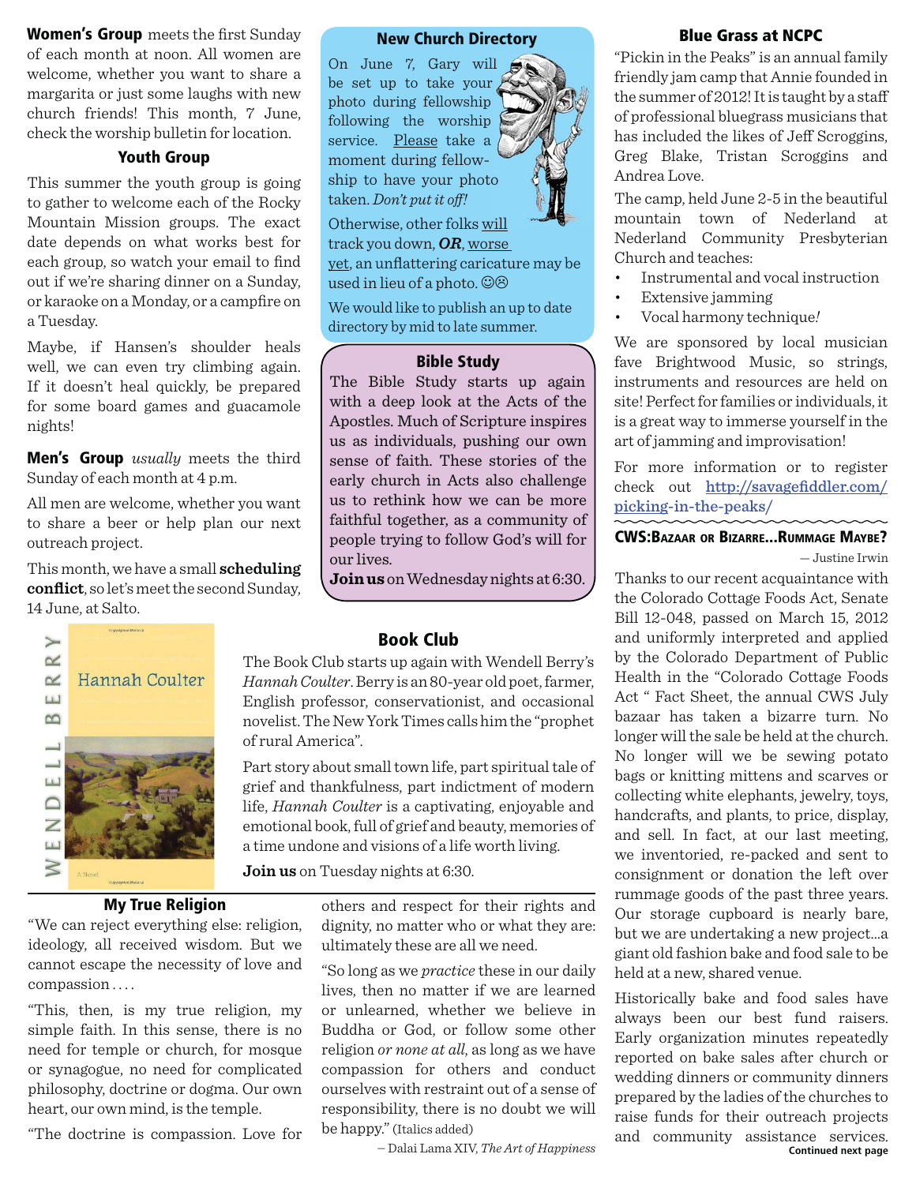**Women's Group** meets the first Sunday of each month at noon. All women are welcome, whether you want to share a margarita or just some laughs with new church friends! This month, 7 June, check the worship bulletin for location.

## Youth Group

This summer the youth group is going to gather to welcome each of the Rocky Mountain Mission groups. The exact date depends on what works best for each group, so watch your email to find out if we're sharing dinner on a Sunday, or karaoke on a Monday, or a campfire on a Tuesday.

Maybe, if Hansen's shoulder heals well, we can even try climbing again. If it doesn't heal quickly, be prepared for some board games and guacamole nights!

**Men's Group** *usually* meets the third Sunday of each month at 4 p.m.

All men are welcome, whether you want to share a beer or help plan our next outreach project.

This month, we have a small **scheduling conflict**, so let's meet the second Sunday, 14 June, at Salto.

## New Church Directory

On June 7, Gary will be set up to take your photo during fellowship following the worship service. Please take a moment during fellowship to have your photo taken. *Don't put it off!*

Otherwise, other folks will track you down, ***OR***, worse yet, an unflattering caricature may be used in lieu of a photo. ☺☹

We would like to publish an up to date directory by mid to late summer.

## Bible Study

The Bible Study starts up again with a deep look at the Acts of the Apostles. Much of Scripture inspires us as individuals, pushing our own sense of faith. These stories of the early church in Acts also challenge us to rethink how we can be more faithful together, as a community of people trying to follow God's will for our lives.

**Join us** on Wednesday nights at 6:30.

## Book Club

The Book Club starts up again with Wendell Berry's *Hannah Coulter*. Berry is an 80-year old poet, farmer, English professor, conservationist, and occasional novelist. The New York Times calls him the "prophet of rural America".

Part story about small town life, part spiritual tale of grief and thankfulness, part indictment of modern life, *Hannah Coulter* is a captivating, enjoyable and emotional book, full of grief and beauty, memories of a time undone and visions of a life worth living.

**Join us** on Tuesday nights at 6:30.

## My True Religion

"We can reject everything else: religion, ideology, all received wisdom. But we cannot escape the necessity of love and compassion . . . .

"This, then, is my true religion, my simple faith. In this sense, there is no need for temple or church, for mosque or synagogue, no need for complicated philosophy, doctrine or dogma. Our own heart, our own mind, is the temple.

"The doctrine is compassion. Love for others and respect for their rights and dignity, no matter who or what they are: ultimately these are all we need.

"So long as we *practice* these in our daily lives, then no matter if we are learned or unlearned, whether we believe in Buddha or God, or follow some other religion *or none at all,* as long as we have compassion for others and conduct ourselves with restraint out of a sense of responsibility, there is no doubt we will be happy." (Italics added)

— Dalai Lama XIV, *The Art of Happiness*

## Blue Grass at NCPC

"Pickin in the Peaks" is an annual family friendly jam camp that Annie founded in the summer of 2012! It is taught by a staff of professional bluegrass musicians that has included the likes of Jeff Scroggins, Greg Blake, Tristan Scroggins and Andrea Love.

The camp, held June 2-5 in the beautiful mountain town of Nederland at Nederland Community Presbyterian Church and teaches:

- Instrumental and vocal instruction
- Extensive jamming
- Vocal harmony technique!

We are sponsored by local musician fave Brightwood Music, so strings, instruments and resources are held on site! Perfect for families or individuals, it is a great way to immerse yourself in the art of jamming and improvisation!

For more information or to register check out http://savagefiddler.com/picking-in-the-peaks/

## CWS: Bazaar or Bizarre...Rummage Maybe?

— Justine Irwin

Thanks to our recent acquaintance with the Colorado Cottage Foods Act, Senate Bill 12-048, passed on March 15, 2012 and uniformly interpreted and applied by the Colorado Department of Public Health in the "Colorado Cottage Foods Act " Fact Sheet, the annual CWS July bazaar has taken a bizarre turn. No longer will the sale be held at the church. No longer will we be sewing potato bags or knitting mittens and scarves or collecting white elephants, jewelry, toys, handcrafts, and plants, to price, display, and sell. In fact, at our last meeting, we inventoried, re-packed and sent to consignment or donation the left over rummage goods of the past three years. Our storage cupboard is nearly bare, but we are undertaking a new project...a giant old fashion bake and food sale to be held at a new, shared venue.

Historically bake and food sales have always been our best fund raisers. Early organization minutes repeatedly reported on bake sales after church or wedding dinners or community dinners prepared by the ladies of the churches to raise funds for their outreach projects and community assistance services.

**Continued next page**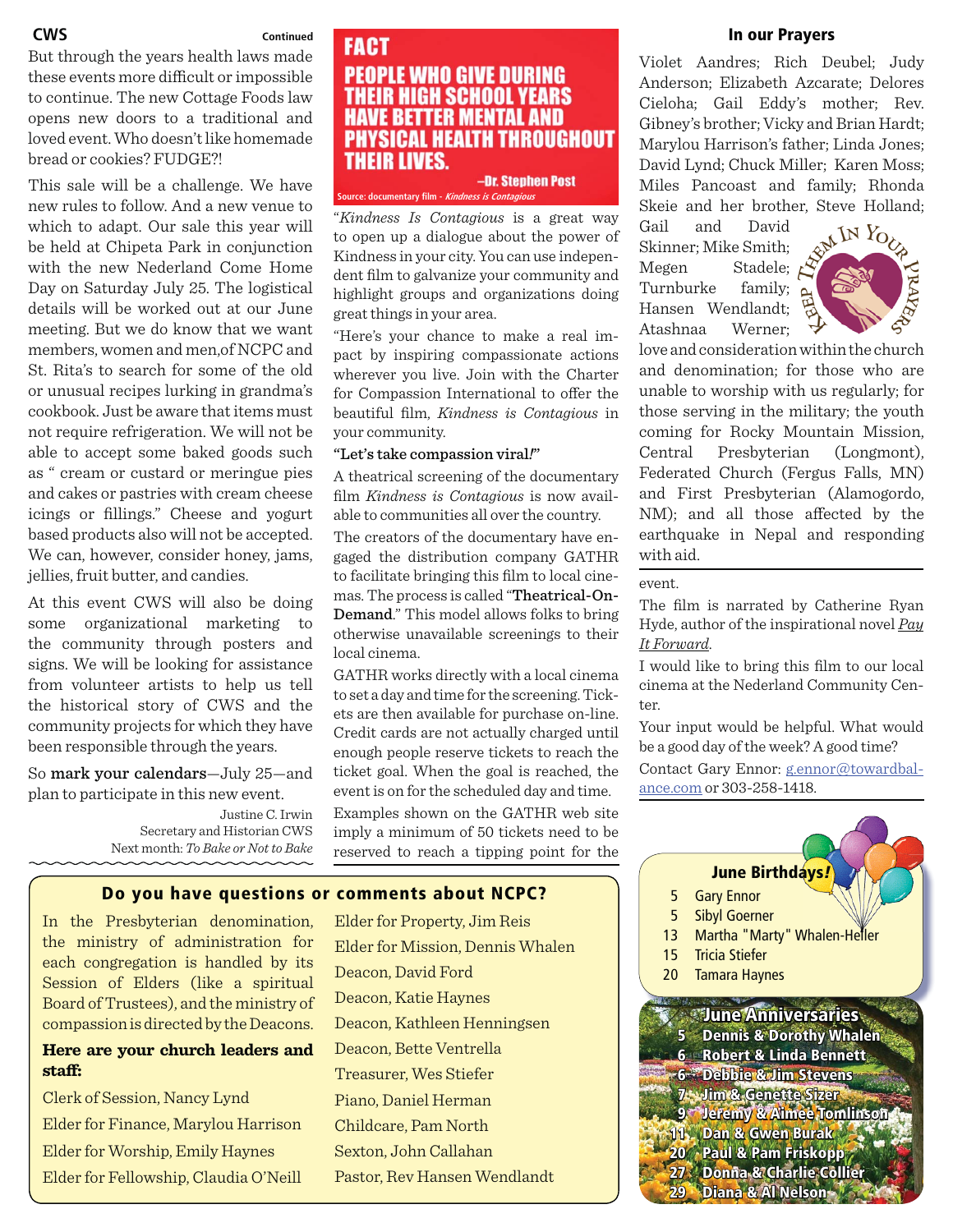## CWS

Continued

But through the years health laws made these events more difficult or impossible to continue. The new Cottage Foods law opens new doors to a traditional and loved event. Who doesn't like homemade bread or cookies? FUDGE?!

This sale will be a challenge. We have new rules to follow. And a new venue to which to adapt. Our sale this year will be held at Chipeta Park in conjunction with the new Nederland Come Home Day on Saturday July 25. The logistical details will be worked out at our June meeting. But we do know that we want members, women and men,of NCPC and St. Rita's to search for some of the old or unusual recipes lurking in grandma's cookbook. Just be aware that items must not require refrigeration. We will not be able to accept some baked goods such as " cream or custard or meringue pies and cakes or pastries with cream cheese icings or fillings." Cheese and yogurt based products also will not be accepted. We can, however, consider honey, jams, jellies, fruit butter, and candies.

At this event CWS will also be doing some organizational marketing to the community through posters and signs. We will be looking for assistance from volunteer artists to help us tell the historical story of CWS and the community projects for which they have been responsible through the years.

So **mark your calendars**—July 25—and plan to participate in this new event.

Justine C. Irwin
Secretary and Historian CWS
Next month: *To Bake or Not to Bake*

**FACT**

**PEOPLE WHO GIVE DURING THEIR HIGH SCHOOL YEARS HAVE BETTER MENTAL AND PHYSICAL HEALTH THROUGHOUT THEIR LIVES.**

–Dr. Stephen Post

Source: documentary film - *Kindness is Contagious*

"*Kindness Is Contagious* is a great way to open up a dialogue about the power of Kindness in your city. You can use independent film to galvanize your community and highlight groups and organizations doing great things in your area.

"Here's your chance to make a real impact by inspiring compassionate actions wherever you live. Join with the Charter for Compassion International to offer the beautiful film, *Kindness is Contagious* in your community.

**"Let's take compassion viral!"**

A theatrical screening of the documentary film *Kindness is Contagious* is now available to communities all over the country.

The creators of the documentary have engaged the distribution company GATHR to facilitate bringing this film to local cinemas. The process is called "**Theatrical-On-Demand**." This model allows folks to bring otherwise unavailable screenings to their local cinema.

GATHR works directly with a local cinema to set a day and time for the screening. Tickets are then available for purchase on-line. Credit cards are not actually charged until enough people reserve tickets to reach the ticket goal. When the goal is reached, the event is on for the scheduled day and time.

Examples shown on the GATHR web site imply a minimum of 50 tickets need to be reserved to reach a tipping point for the event.

The film is narrated by Catherine Ryan Hyde, author of the inspirational novel *Pay It Forward*.

I would like to bring this film to our local cinema at the Nederland Community Center.

Your input would be helpful. What would be a good day of the week? A good time?

Contact Gary Ennor: g.ennor@towardbalance.com or 303-258-1418.

## In our Prayers

Violet Aandres; Rich Deubel; Judy Anderson; Elizabeth Azcarate; Delores Cieloha; Gail Eddy's mother; Rev. Gibney's brother; Vicky and Brian Hardt; Marylou Harrison's father; Linda Jones; David Lynd; Chuck Miller; Karen Moss; Miles Pancoast and family; Rhonda Skeie and her brother, Steve Holland; Gail and David Skinner; Mike Smith; Megen Stadele; Turnburke family; Hansen Wendlandt; Atashnaa Werner; love and consideration within the church and denomination; for those who are unable to worship with us regularly; for those serving in the military; the youth coming for Rocky Mountain Mission, Central Presbyterian (Longmont), Federated Church (Fergus Falls, MN) and First Presbyterian (Alamogordo, NM); and all those affected by the earthquake in Nepal and responding with aid.

Keep Them In Your Prayers

## Do you have questions or comments about NCPC?

In the Presbyterian denomination, the ministry of administration for each congregation is handled by its Session of Elders (like a spiritual Board of Trustees), and the ministry of compassion is directed by the Deacons.

**Here are your church leaders and staff:**

Clerk of Session, Nancy Lynd
Elder for Finance, Marylou Harrison
Elder for Worship, Emily Haynes
Elder for Fellowship, Claudia O'Neill
Elder for Property, Jim Reis
Elder for Mission, Dennis Whalen
Deacon, David Ford
Deacon, Katie Haynes
Deacon, Kathleen Henningsen
Deacon, Bette Ventrella
Treasurer, Wes Stiefer
Piano, Daniel Herman
Childcare, Pam North
Sexton, John Callahan
Pastor, Rev Hansen Wendlandt

## June Birthdays!

- 5 Gary Ennor
- 5 Sibyl Goerner
- 13 Martha "Marty" Whalen-Heller
- 15 Tricia Stiefer
- 20 Tamara Haynes

## June Anniversaries

- 5 Dennis & Dorothy Whalen
- 6 Robert & Linda Bennett
- 6 Debbie & Jim Stevens
- 7 Jim & Genette Sizer
- 9 Jeremy & Aimee Tomlinson
- 11 Dan & Gwen Burak
- 20 Paul & Pam Friskopp
- 27 Donna & Charlie Collier
- 29 Diana & Al Nelson